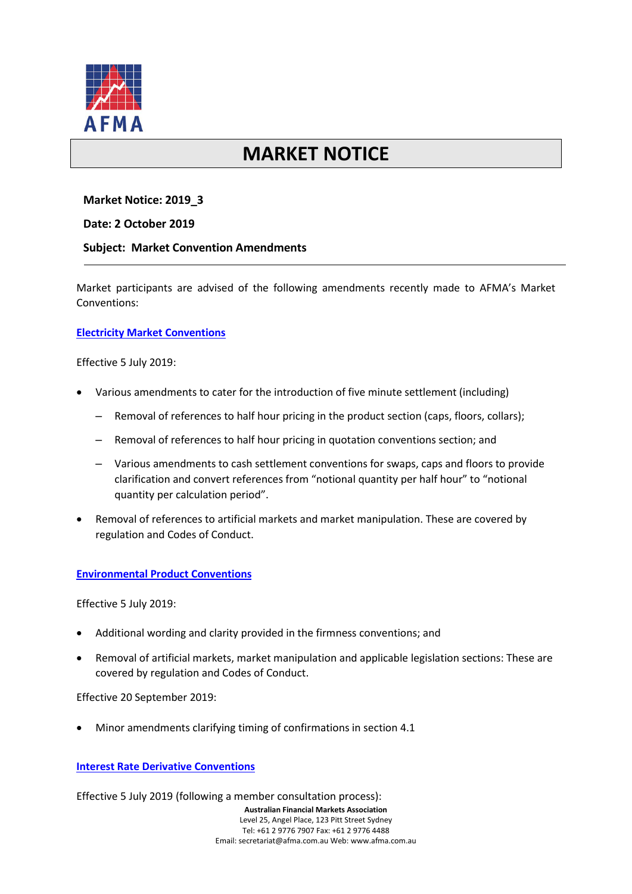AFMA

# MARKET NOTICE

**Market Notice: 2019_3**

**Date: 2 October 2019**

**Subject: Market Convention Amendments**

---

Market participants are advised of the following amendments recently made to AFMA's Market Conventions:

**Electricity Market Conventions**

Effective 5 July 2019:

- Various amendments to cater for the introduction of five minute settlement (including)
  - Removal of references to half hour pricing in the product section (caps, floors, collars);
  - Removal of references to half hour pricing in quotation conventions section; and
  - Various amendments to cash settlement conventions for swaps, caps and floors to provide clarification and convert references from "notional quantity per half hour" to "notional quantity per calculation period".
- Removal of references to artificial markets and market manipulation. These are covered by regulation and Codes of Conduct.

**Environmental Product Conventions**

Effective 5 July 2019:

- Additional wording and clarity provided in the firmness conventions; and
- Removal of artificial markets, market manipulation and applicable legislation sections: These are covered by regulation and Codes of Conduct.

Effective 20 September 2019:

- Minor amendments clarifying timing of confirmations in section 4.1

**Interest Rate Derivative Conventions**

Effective 5 July 2019 (following a member consultation process):

**Australian Financial Markets Association**
Level 25, Angel Place, 123 Pitt Street Sydney
Tel: +61 2 9776 7907 Fax: +61 2 9776 4488
Email: secretariat@afma.com.au Web: www.afma.com.au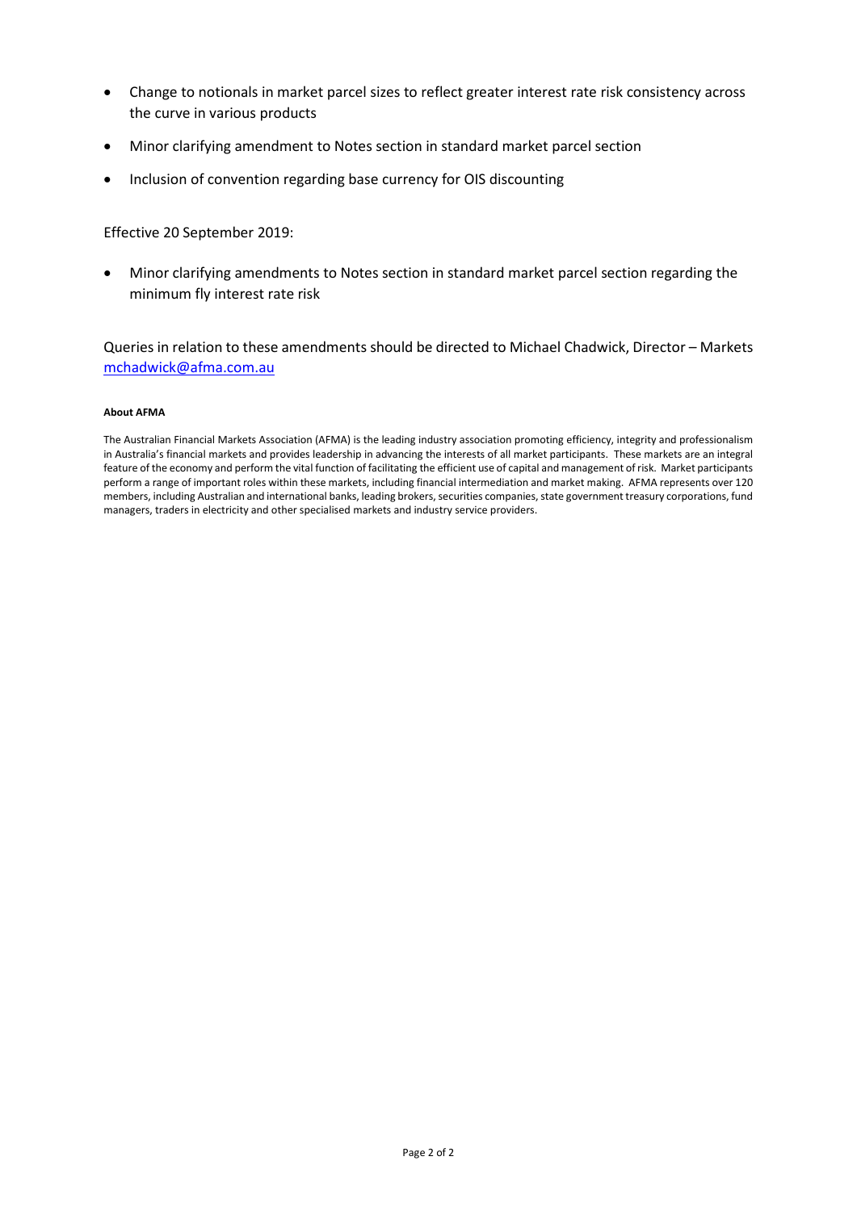- Change to notionals in market parcel sizes to reflect greater interest rate risk consistency across the curve in various products
- Minor clarifying amendment to Notes section in standard market parcel section
- Inclusion of convention regarding base currency for OIS discounting

Effective 20 September 2019:

- Minor clarifying amendments to Notes section in standard market parcel section regarding the minimum fly interest rate risk

Queries in relation to these amendments should be directed to Michael Chadwick, Director – Markets [mchadwick@afma.com.au](mailto:mchadwick@afma.com.au)

**About AFMA**

The Australian Financial Markets Association (AFMA) is the leading industry association promoting efficiency, integrity and professionalism in Australia's financial markets and provides leadership in advancing the interests of all market participants. These markets are an integral feature of the economy and perform the vital function of facilitating the efficient use of capital and management of risk. Market participants perform a range of important roles within these markets, including financial intermediation and market making. AFMA represents over 120 members, including Australian and international banks, leading brokers, securities companies, state government treasury corporations, fund managers, traders in electricity and other specialised markets and industry service providers.